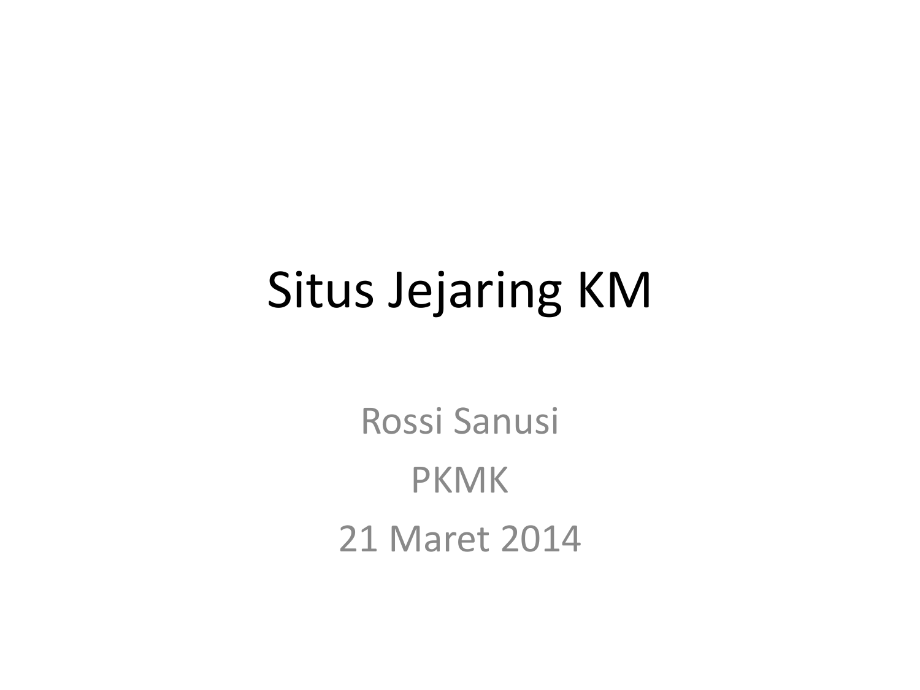# Situs Jejaring KM

Rossi Sanusi

PKMK

21 Maret 2014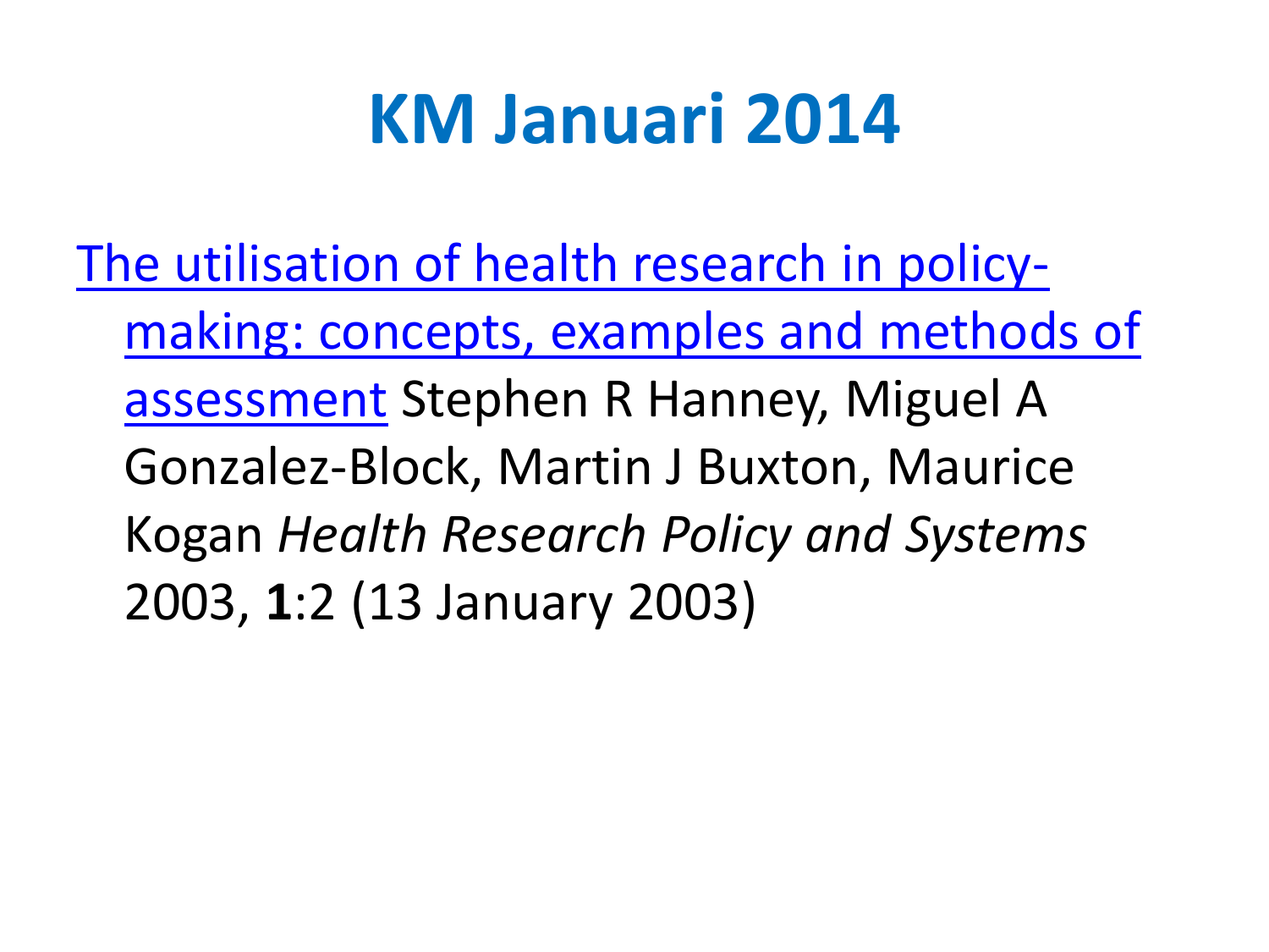# KM Januari 2014

The utilisation of health research in policy-making: concepts, examples and methods of assessment Stephen R Hanney, Miguel A Gonzalez-Block, Martin J Buxton, Maurice Kogan *Health Research Policy and Systems* 2003, **1**:2 (13 January 2003)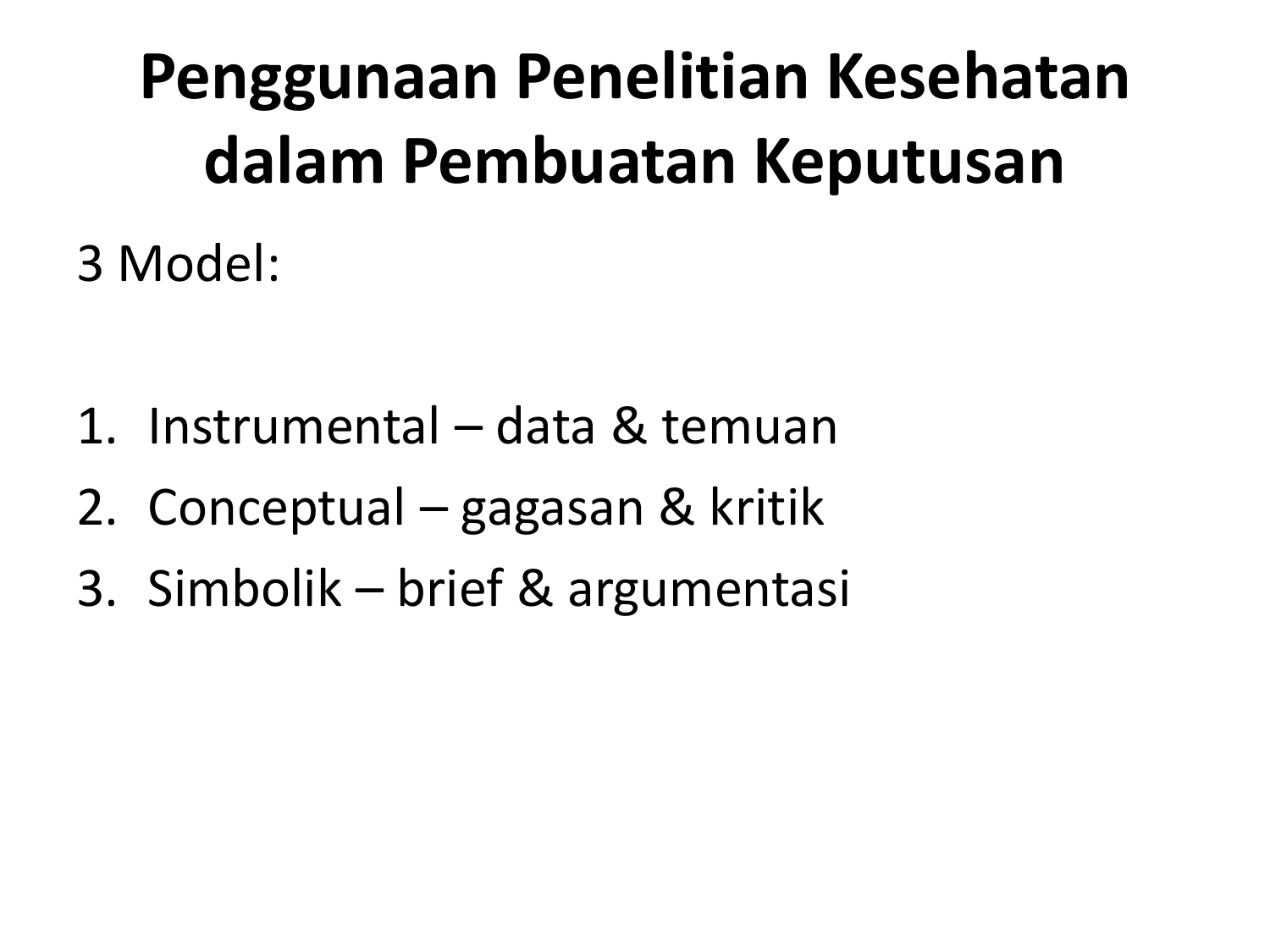# Penggunaan Penelitian Kesehatan dalam Pembuatan Keputusan

3 Model:

1. Instrumental – data & temuan
2. Conceptual – gagasan & kritik
3. Simbolik – brief & argumentasi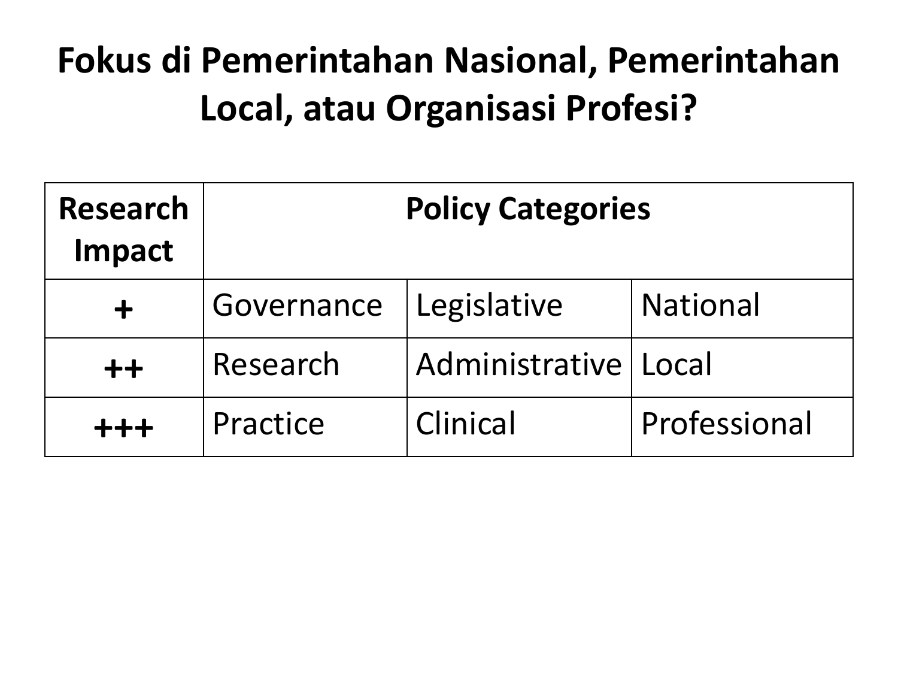# Fokus di Pemerintahan Nasional, Pemerintahan Local, atau Organisasi Profesi?

| Research Impact | Policy Categories | | |
|---|---|---|---|
| + | Governance | Legislative | National |
| ++ | Research | Administrative | Local |
| +++ | Practice | Clinical | Professional |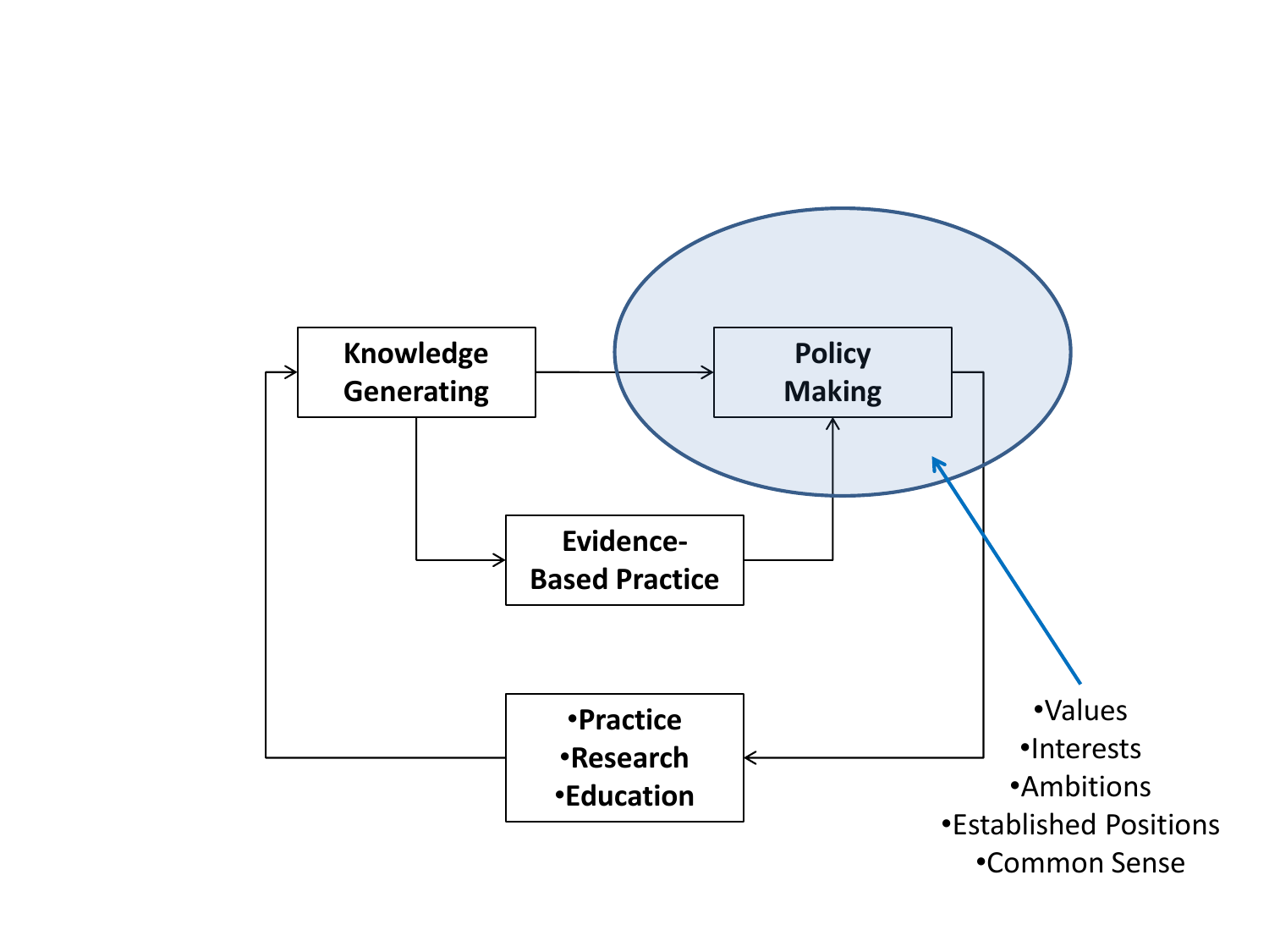**Knowledge Generating**

**Policy Making**

**Evidence-Based Practice**

- **Practice**
- **Research**
- **Education**

- Values
- Interests
- Ambitions
- Established Positions
- Common Sense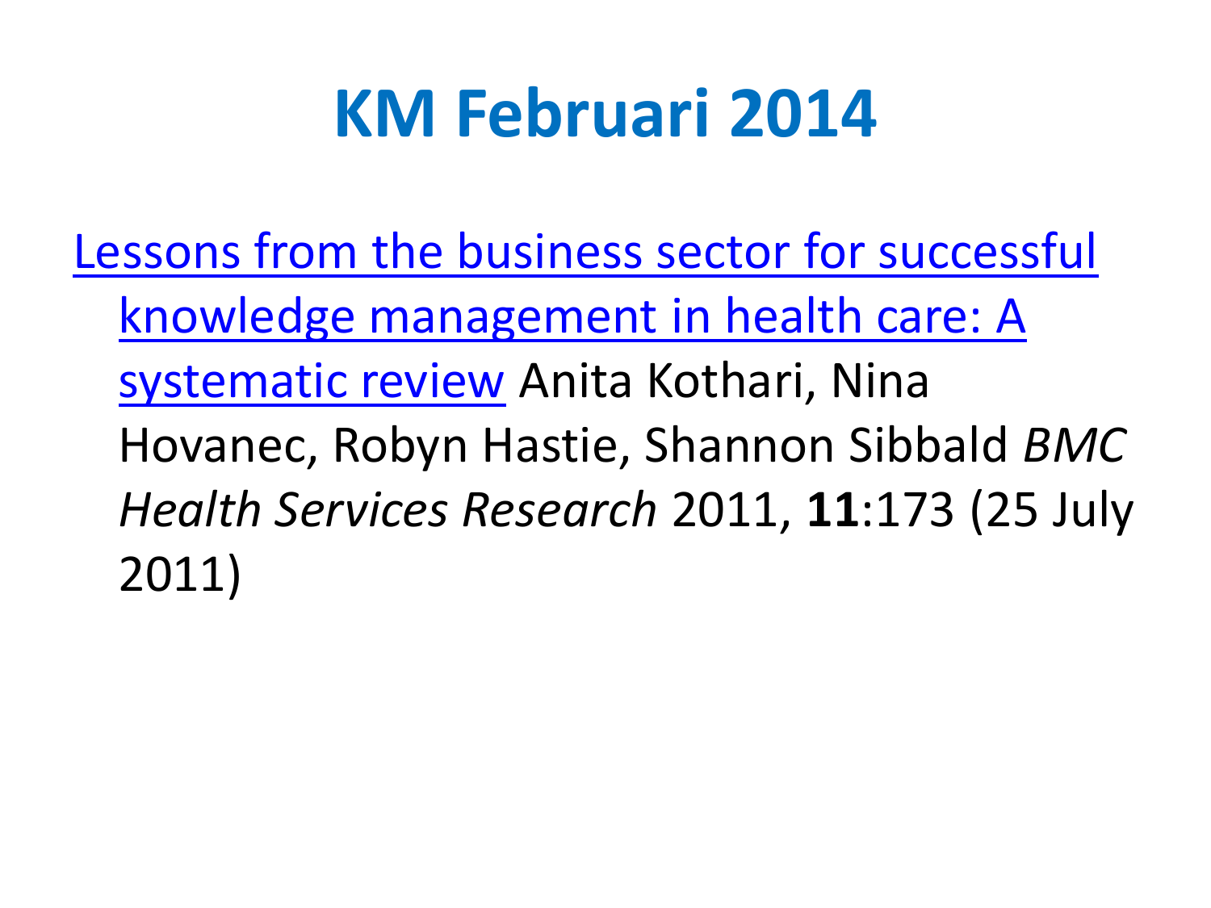# KM Februari 2014

Lessons from the business sector for successful knowledge management in health care: A systematic review Anita Kothari, Nina Hovanec, Robyn Hastie, Shannon Sibbald *BMC Health Services Research* 2011, **11**:173 (25 July 2011)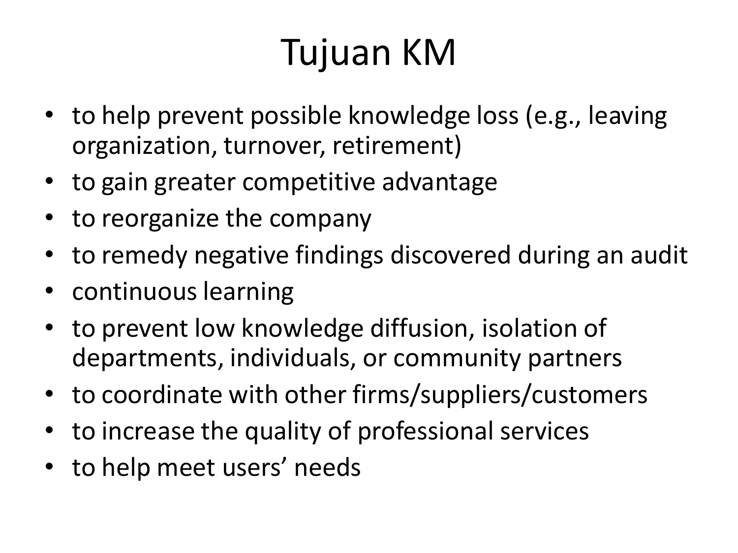# Tujuan KM

- to help prevent possible knowledge loss (e.g., leaving organization, turnover, retirement)
- to gain greater competitive advantage
- to reorganize the company
- to remedy negative findings discovered during an audit
- continuous learning
- to prevent low knowledge diffusion, isolation of departments, individuals, or community partners
- to coordinate with other firms/suppliers/customers
- to increase the quality of professional services
- to help meet users' needs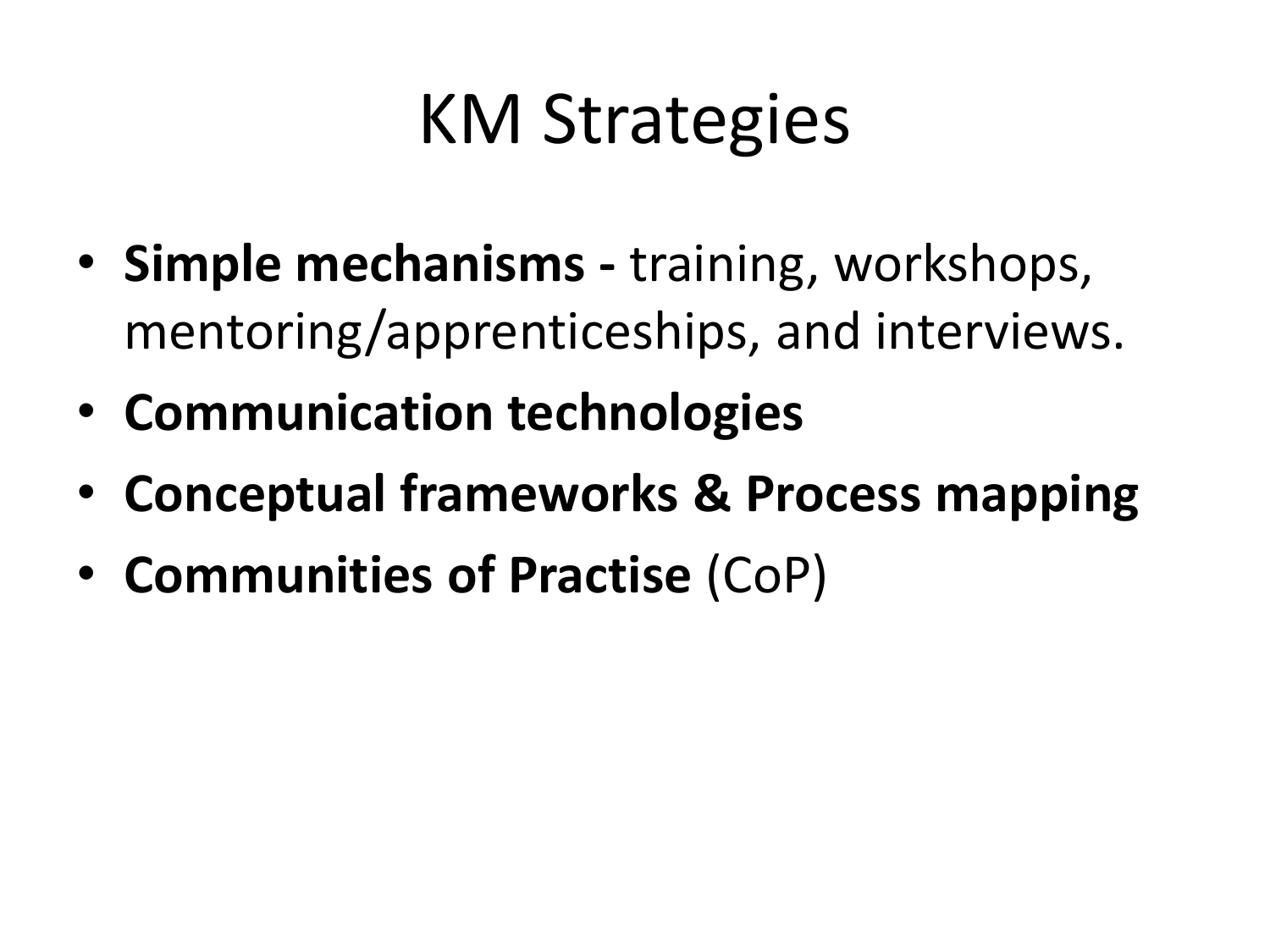# KM Strategies

- **Simple mechanisms -** training, workshops, mentoring/apprenticeships, and interviews.
- **Communication technologies**
- **Conceptual frameworks & Process mapping**
- **Communities of Practise** (CoP)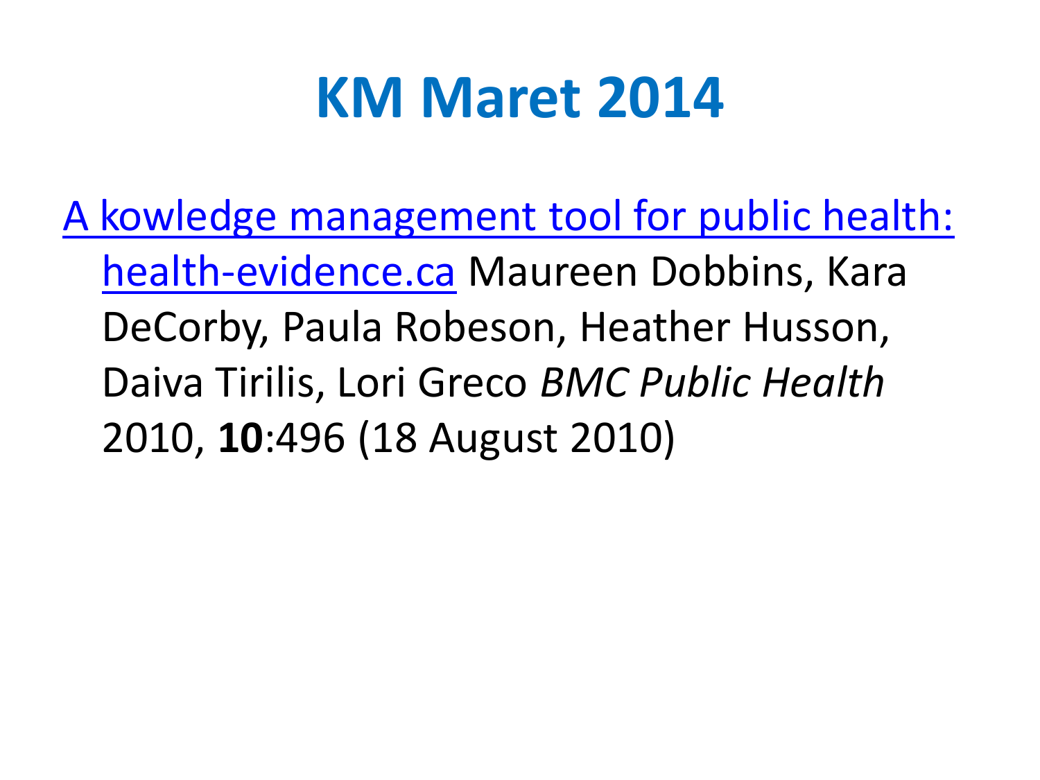# KM Maret 2014

A kowledge management tool for public health: health-evidence.ca Maureen Dobbins, Kara DeCorby, Paula Robeson, Heather Husson, Daiva Tirilis, Lori Greco *BMC Public Health* 2010, **10**:496 (18 August 2010)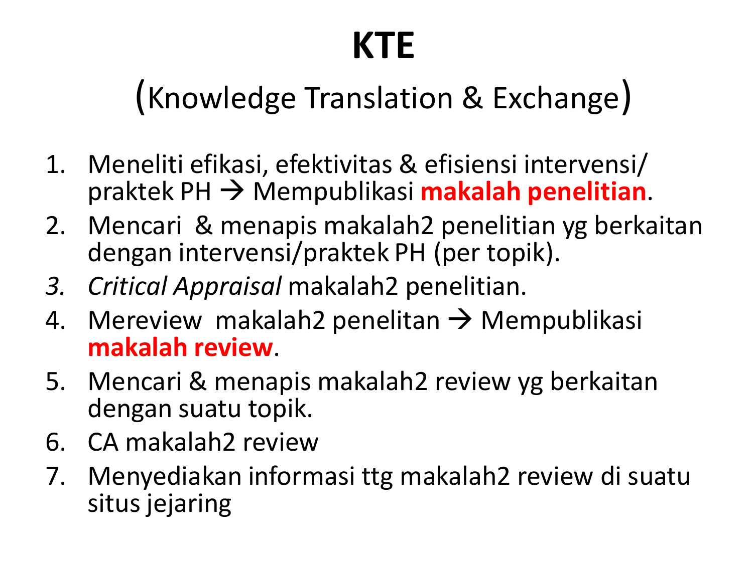# KTE

## (Knowledge Translation & Exchange)

1. Meneliti efikasi, efektivitas & efisiensi intervensi/ praktek PH → Mempublikasi **makalah penelitian**.
2. Mencari & menapis makalah2 penelitian yg berkaitan dengan intervensi/praktek PH (per topik).
3. *Critical Appraisal* makalah2 penelitian.
4. Mereview makalah2 penelitan → Mempublikasi **makalah review**.
5. Mencari & menapis makalah2 review yg berkaitan dengan suatu topik.
6. CA makalah2 review
7. Menyediakan informasi ttg makalah2 review di suatu situs jejaring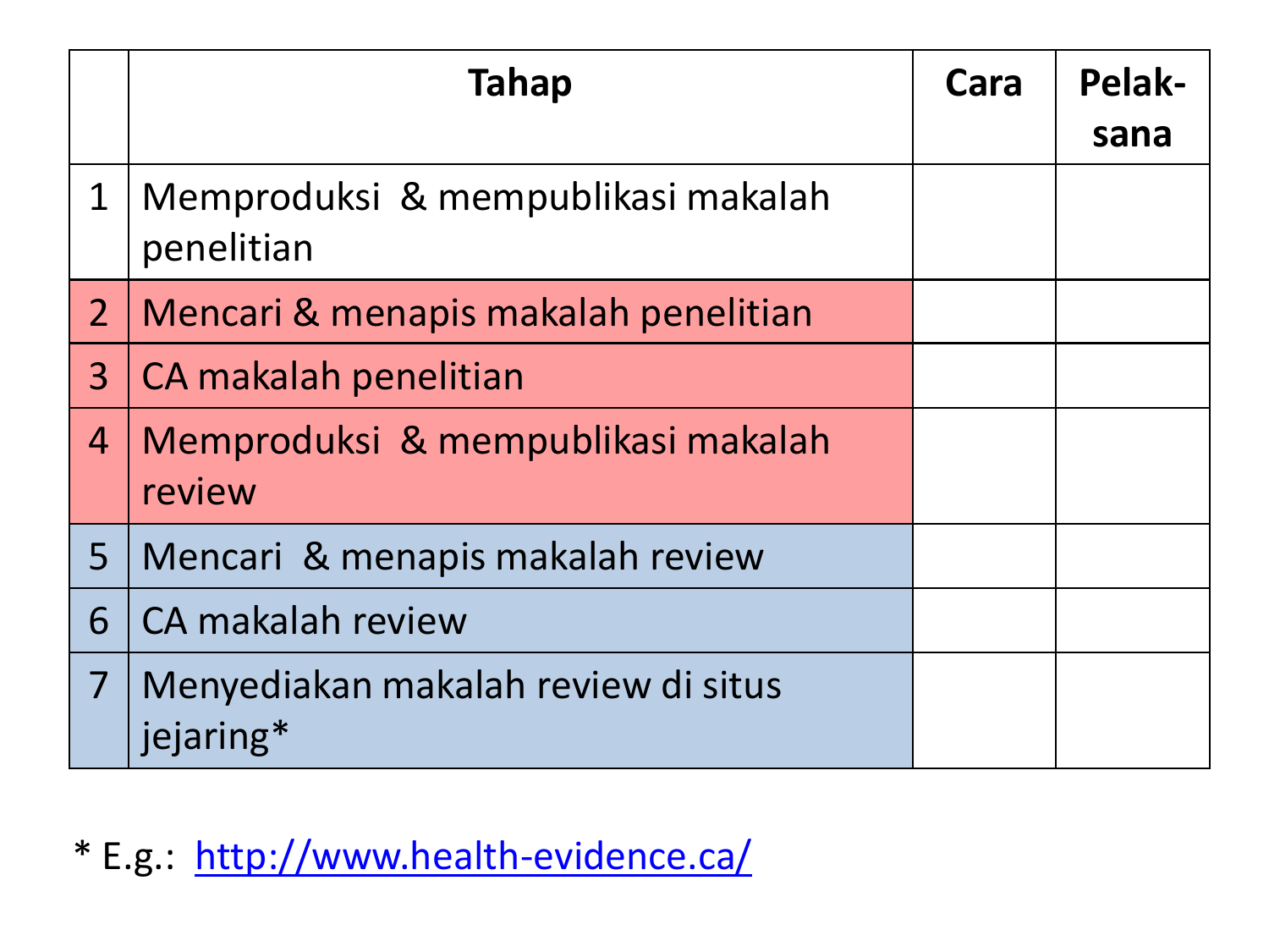|   | Tahap | Cara | Pelak-sana |
|---|---|---|---|
| 1 | Memproduksi & mempublikasi makalah penelitian | | |
| 2 | Mencari & menapis makalah penelitian | | |
| 3 | CA makalah penelitian | | |
| 4 | Memproduksi & mempublikasi makalah review | | |
| 5 | Mencari & menapis makalah review | | |
| 6 | CA makalah review | | |
| 7 | Menyediakan makalah review di situs jejaring* | | |

* E.g.: [http://www.health-evidence.ca/](http://www.health-evidence.ca/)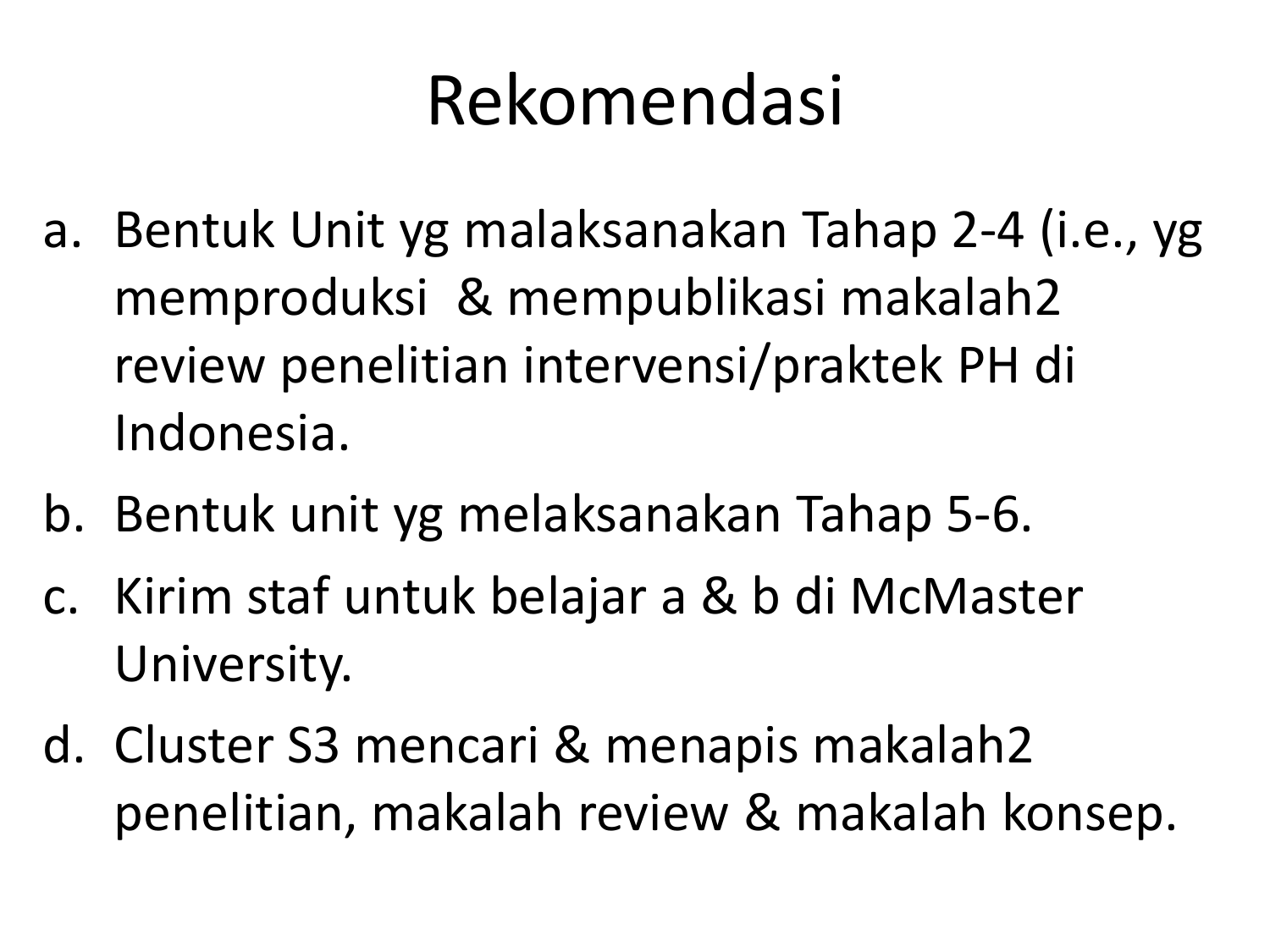# Rekomendasi

a. Bentuk Unit yg malaksanakan Tahap 2-4 (i.e., yg memproduksi & mempublikasi makalah2 review penelitian intervensi/praktek PH di Indonesia.
b. Bentuk unit yg melaksanakan Tahap 5-6.
c. Kirim staf untuk belajar a & b di McMaster University.
d. Cluster S3 mencari & menapis makalah2 penelitian, makalah review & makalah konsep.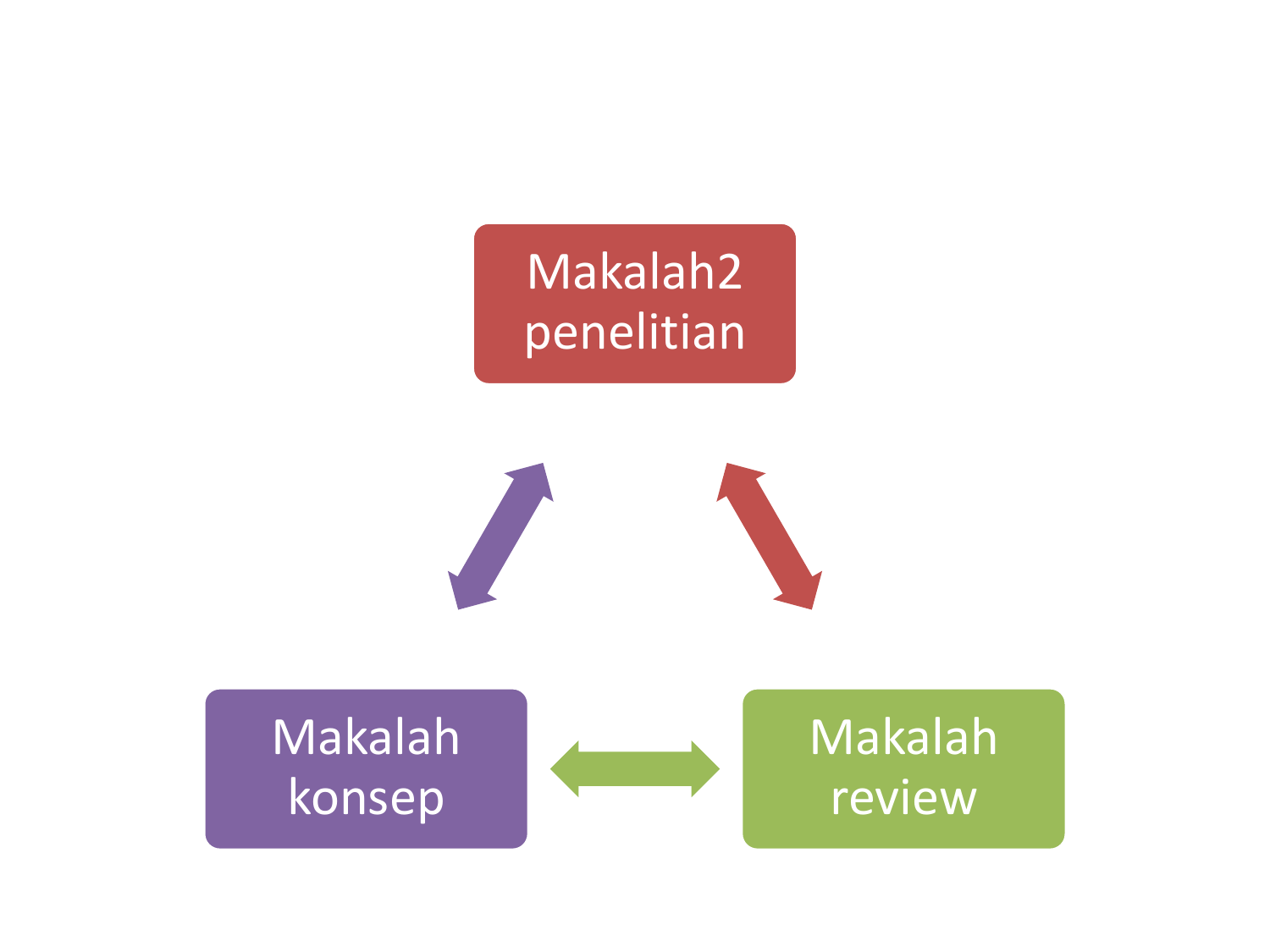Makalah2 penelitian

Makalah konsep

Makalah review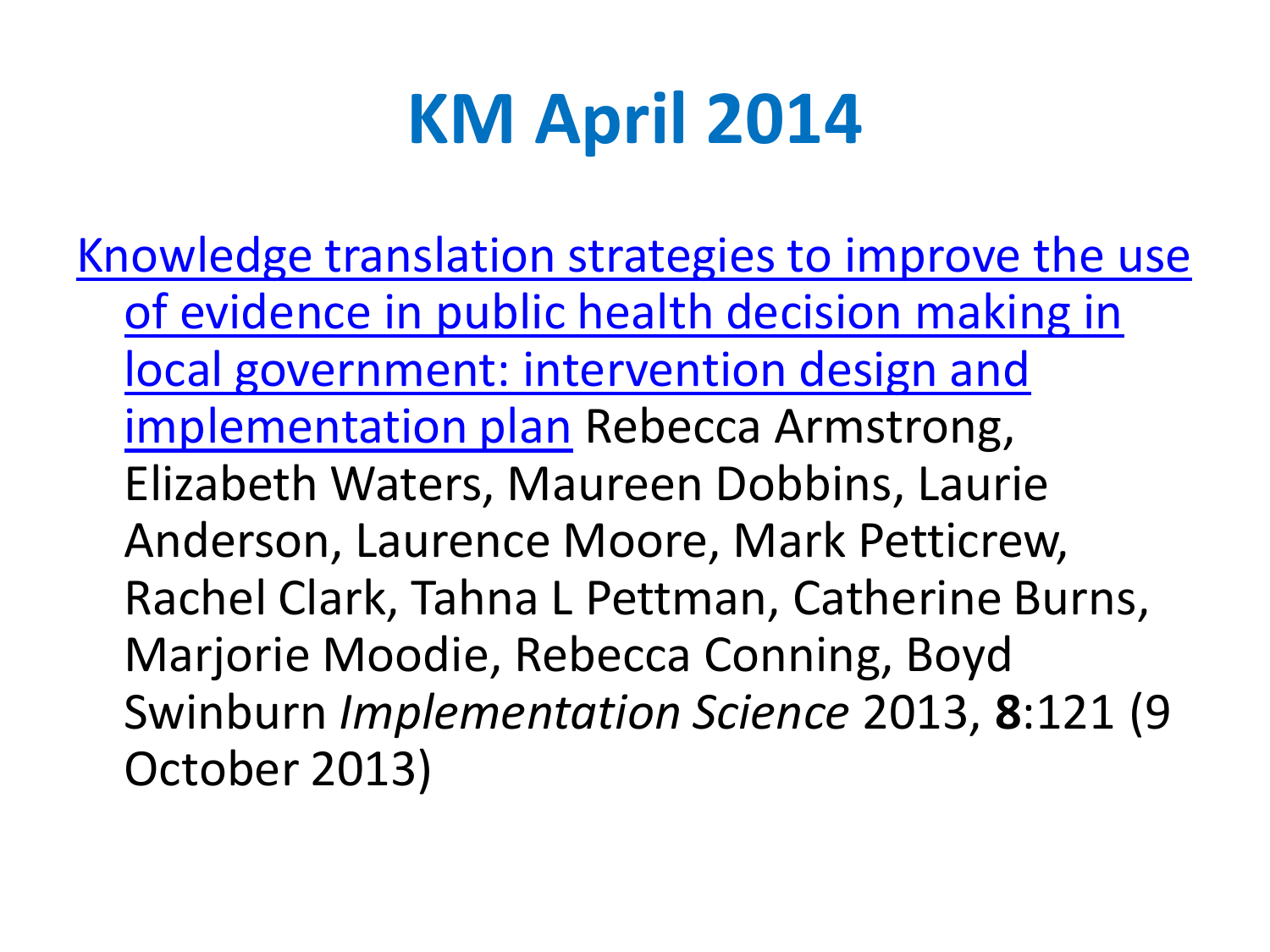# KM April 2014

Knowledge translation strategies to improve the use of evidence in public health decision making in local government: intervention design and implementation plan Rebecca Armstrong, Elizabeth Waters, Maureen Dobbins, Laurie Anderson, Laurence Moore, Mark Petticrew, Rachel Clark, Tahna L Pettman, Catherine Burns, Marjorie Moodie, Rebecca Conning, Boyd Swinburn *Implementation Science* 2013, **8**:121 (9 October 2013)